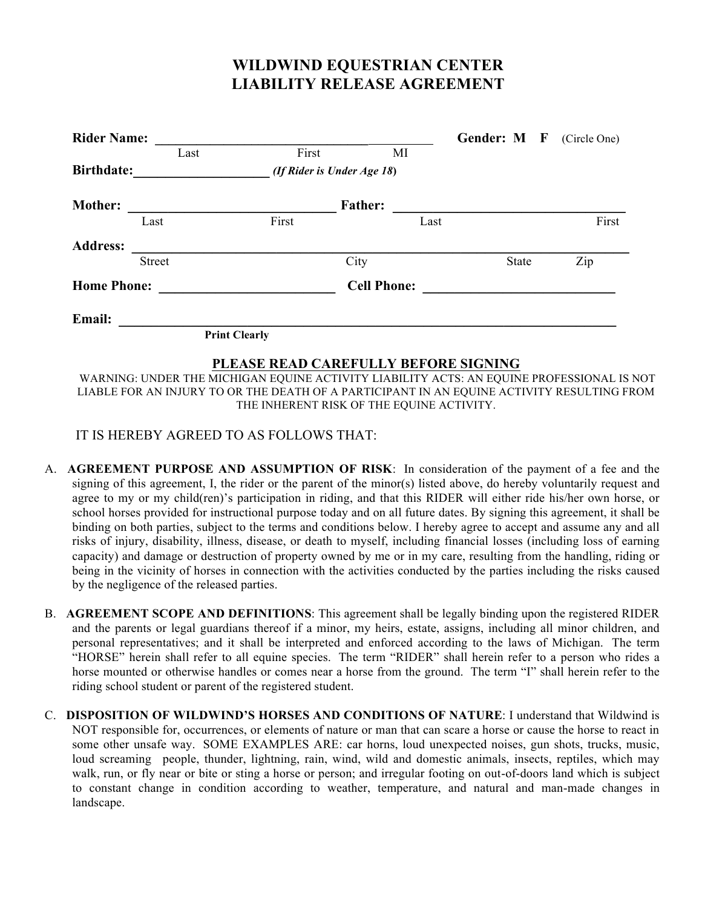# WILDWIND EQUESTRIAN CENTER
# LIABILITY RELEASE AGREEMENT

**Rider Name:** ________________________________________ **Gender: M F** (Circle One)
Last First MI

**Birthdate:**____________________ ***(If Rider is Under Age 18)***

**Mother:** ______________________________ **Father:** __________________________________
Last First Last First

**Address:** _______________________________________________________________________
Street City State Zip

**Home Phone:** _________________________ **Cell Phone:** ____________________________

**Email:** _________________________________________________________________________
**Print Clearly**

## PLEASE READ CAREFULLY BEFORE SIGNING

WARNING: UNDER THE MICHIGAN EQUINE ACTIVITY LIABILITY ACTS: AN EQUINE PROFESSIONAL IS NOT LIABLE FOR AN INJURY TO OR THE DEATH OF A PARTICIPANT IN AN EQUINE ACTIVITY RESULTING FROM THE INHERENT RISK OF THE EQUINE ACTIVITY.

IT IS HEREBY AGREED TO AS FOLLOWS THAT:

A. **AGREEMENT PURPOSE AND ASSUMPTION OF RISK**: In consideration of the payment of a fee and the signing of this agreement, I, the rider or the parent of the minor(s) listed above, do hereby voluntarily request and agree to my or my child(ren)'s participation in riding, and that this RIDER will either ride his/her own horse, or school horses provided for instructional purpose today and on all future dates. By signing this agreement, it shall be binding on both parties, subject to the terms and conditions below. I hereby agree to accept and assume any and all risks of injury, disability, illness, disease, or death to myself, including financial losses (including loss of earning capacity) and damage or destruction of property owned by me or in my care, resulting from the handling, riding or being in the vicinity of horses in connection with the activities conducted by the parties including the risks caused by the negligence of the released parties.

B. **AGREEMENT SCOPE AND DEFINITIONS**: This agreement shall be legally binding upon the registered RIDER and the parents or legal guardians thereof if a minor, my heirs, estate, assigns, including all minor children, and personal representatives; and it shall be interpreted and enforced according to the laws of Michigan. The term "HORSE" herein shall refer to all equine species. The term "RIDER" shall herein refer to a person who rides a horse mounted or otherwise handles or comes near a horse from the ground. The term "I" shall herein refer to the riding school student or parent of the registered student.

C. **DISPOSITION OF WILDWIND'S HORSES AND CONDITIONS OF NATURE**: I understand that Wildwind is NOT responsible for, occurrences, or elements of nature or man that can scare a horse or cause the horse to react in some other unsafe way. SOME EXAMPLES ARE: car horns, loud unexpected noises, gun shots, trucks, music, loud screaming people, thunder, lightning, rain, wind, wild and domestic animals, insects, reptiles, which may walk, run, or fly near or bite or sting a horse or person; and irregular footing on out-of-doors land which is subject to constant change in condition according to weather, temperature, and natural and man-made changes in landscape.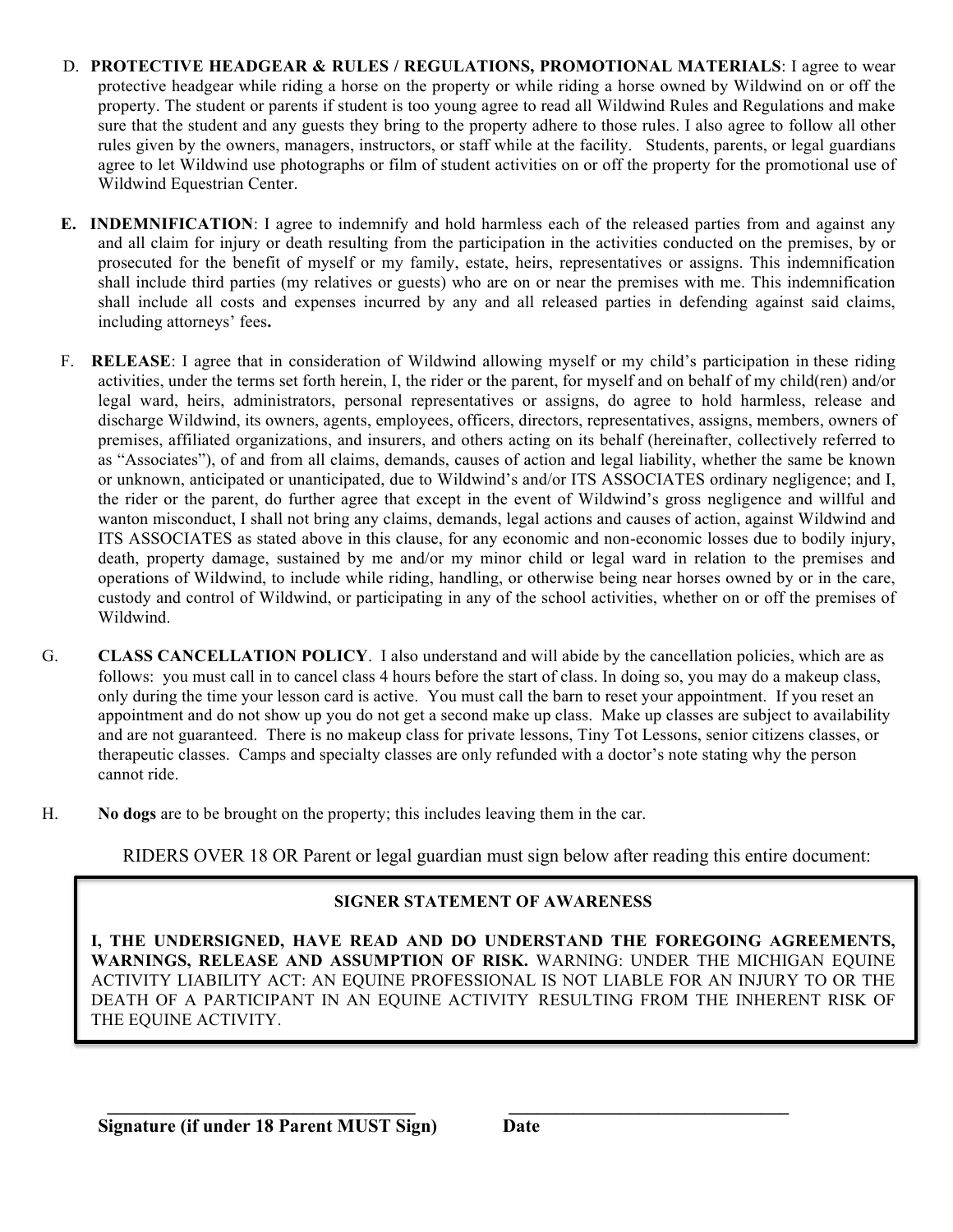D. **PROTECTIVE HEADGEAR & RULES / REGULATIONS, PROMOTIONAL MATERIALS**: I agree to wear protective headgear while riding a horse on the property or while riding a horse owned by Wildwind on or off the property. The student or parents if student is too young agree to read all Wildwind Rules and Regulations and make sure that the student and any guests they bring to the property adhere to those rules. I also agree to follow all other rules given by the owners, managers, instructors, or staff while at the facility. Students, parents, or legal guardians agree to let Wildwind use photographs or film of student activities on or off the property for the promotional use of Wildwind Equestrian Center.

**E. INDEMNIFICATION**: I agree to indemnify and hold harmless each of the released parties from and against any and all claim for injury or death resulting from the participation in the activities conducted on the premises, by or prosecuted for the benefit of myself or my family, estate, heirs, representatives or assigns. This indemnification shall include third parties (my relatives or guests) who are on or near the premises with me. This indemnification shall include all costs and expenses incurred by any and all released parties in defending against said claims, including attorneys' fees**.**

F. **RELEASE**: I agree that in consideration of Wildwind allowing myself or my child's participation in these riding activities, under the terms set forth herein, I, the rider or the parent, for myself and on behalf of my child(ren) and/or legal ward, heirs, administrators, personal representatives or assigns, do agree to hold harmless, release and discharge Wildwind, its owners, agents, employees, officers, directors, representatives, assigns, members, owners of premises, affiliated organizations, and insurers, and others acting on its behalf (hereinafter, collectively referred to as "Associates"), of and from all claims, demands, causes of action and legal liability, whether the same be known or unknown, anticipated or unanticipated, due to Wildwind's and/or ITS ASSOCIATES ordinary negligence; and I, the rider or the parent, do further agree that except in the event of Wildwind's gross negligence and willful and wanton misconduct, I shall not bring any claims, demands, legal actions and causes of action, against Wildwind and ITS ASSOCIATES as stated above in this clause, for any economic and non-economic losses due to bodily injury, death, property damage, sustained by me and/or my minor child or legal ward in relation to the premises and operations of Wildwind, to include while riding, handling, or otherwise being near horses owned by or in the care, custody and control of Wildwind, or participating in any of the school activities, whether on or off the premises of Wildwind.

G. **CLASS CANCELLATION POLICY**. I also understand and will abide by the cancellation policies, which are as follows: you must call in to cancel class 4 hours before the start of class. In doing so, you may do a makeup class, only during the time your lesson card is active. You must call the barn to reset your appointment. If you reset an appointment and do not show up you do not get a second make up class. Make up classes are subject to availability and are not guaranteed. There is no makeup class for private lessons, Tiny Tot Lessons, senior citizens classes, or therapeutic classes. Camps and specialty classes are only refunded with a doctor's note stating why the person cannot ride.

H. **No dogs** are to be brought on the property; this includes leaving them in the car.

RIDERS OVER 18 OR Parent or legal guardian must sign below after reading this entire document:

**SIGNER STATEMENT OF AWARENESS**

**I, THE UNDERSIGNED, HAVE READ AND DO UNDERSTAND THE FOREGOING AGREEMENTS, WARNINGS, RELEASE AND ASSUMPTION OF RISK.** WARNING: UNDER THE MICHIGAN EQUINE ACTIVITY LIABILITY ACT: AN EQUINE PROFESSIONAL IS NOT LIABLE FOR AN INJURY TO OR THE DEATH OF A PARTICIPANT IN AN EQUINE ACTIVITY RESULTING FROM THE INHERENT RISK OF THE EQUINE ACTIVITY.

___________________________________ ______________________________

**Signature (if under 18 Parent MUST Sign)** **Date**